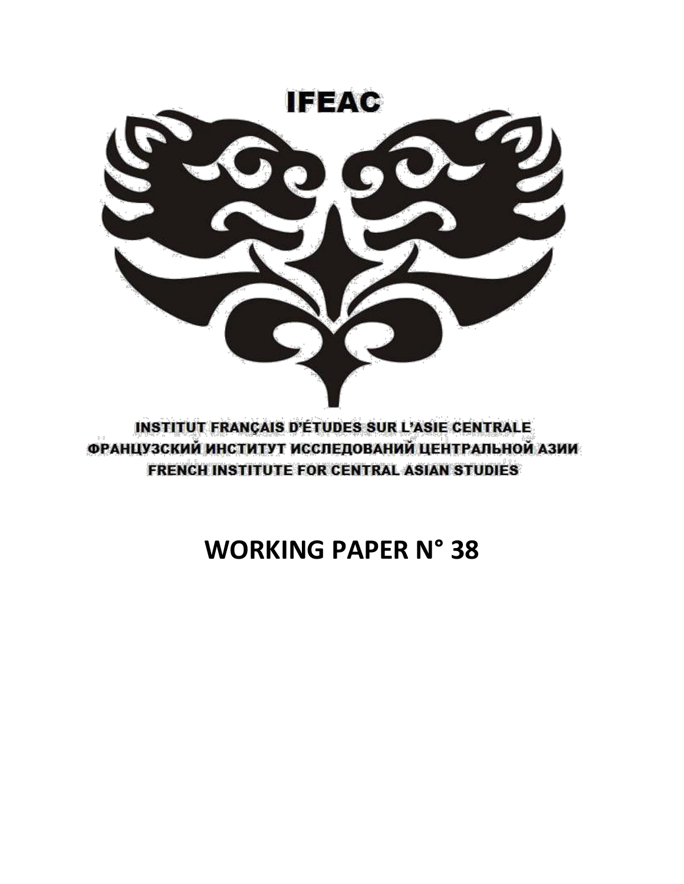IFEAC

INSTITUT FRANÇAIS D'ÉTUDES SUR L'ASIE CENTRALE
ФРАНЦУЗСКИЙ ИНСТИТУТ ИССЛЕДОВАНИЙ ЦЕНТРАЛЬНОЙ АЗИИ
FRENCH INSTITUTE FOR CENTRAL ASIAN STUDIES

# WORKING PAPER N° 38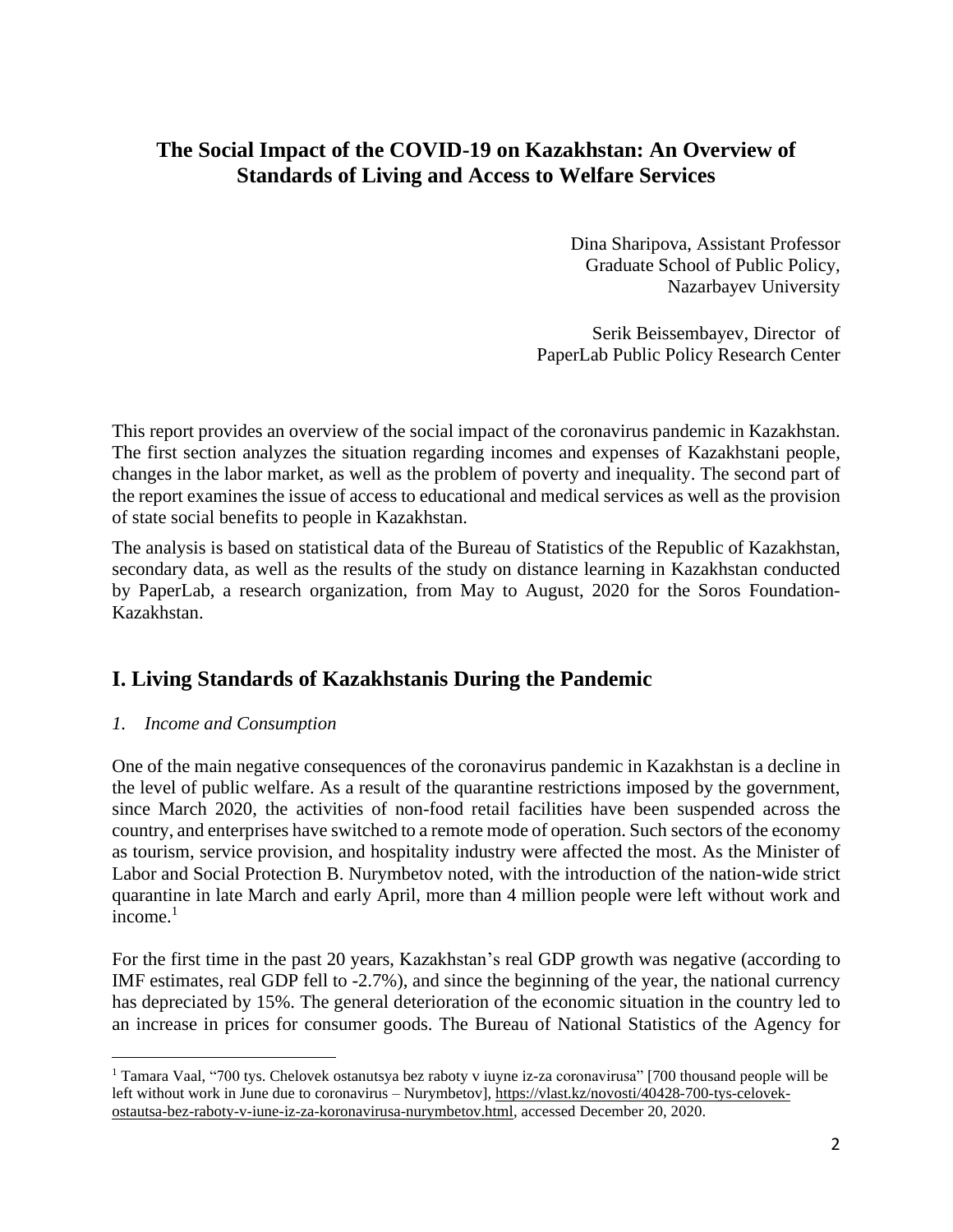# The Social Impact of the COVID-19 on Kazakhstan: An Overview of Standards of Living and Access to Welfare Services

Dina Sharipova, Assistant Professor
Graduate School of Public Policy,
Nazarbayev University

Serik Beissembayev, Director of
PaperLab Public Policy Research Center

This report provides an overview of the social impact of the coronavirus pandemic in Kazakhstan. The first section analyzes the situation regarding incomes and expenses of Kazakhstani people, changes in the labor market, as well as the problem of poverty and inequality. The second part of the report examines the issue of access to educational and medical services as well as the provision of state social benefits to people in Kazakhstan.

The analysis is based on statistical data of the Bureau of Statistics of the Republic of Kazakhstan, secondary data, as well as the results of the study on distance learning in Kazakhstan conducted by PaperLab, a research organization, from May to August, 2020 for the Soros Foundation-Kazakhstan.

## I. Living Standards of Kazakhstanis During the Pandemic

### *1. Income and Consumption*

One of the main negative consequences of the coronavirus pandemic in Kazakhstan is a decline in the level of public welfare. As a result of the quarantine restrictions imposed by the government, since March 2020, the activities of non-food retail facilities have been suspended across the country, and enterprises have switched to a remote mode of operation. Such sectors of the economy as tourism, service provision, and hospitality industry were affected the most. As the Minister of Labor and Social Protection B. Nurymbetov noted, with the introduction of the nation-wide strict quarantine in late March and early April, more than 4 million people were left without work and income.[1]

For the first time in the past 20 years, Kazakhstan's real GDP growth was negative (according to IMF estimates, real GDP fell to -2.7%), and since the beginning of the year, the national currency has depreciated by 15%. The general deterioration of the economic situation in the country led to an increase in prices for consumer goods. The Bureau of National Statistics of the Agency for

---

[1] Tamara Vaal, "700 tys. Chelovek ostanutsya bez raboty v iuyne iz-za coronavirusa" [700 thousand people will be left without work in June due to coronavirus – Nurymbetov], https://vlast.kz/novosti/40428-700-tys-celovek-ostautsa-bez-raboty-v-iune-iz-za-koronavirusa-nurymbetov.html, accessed December 20, 2020.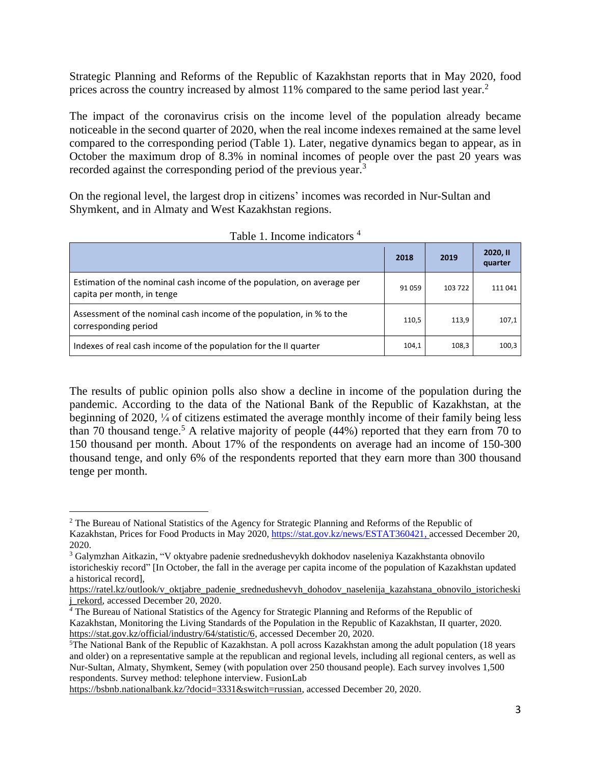Strategic Planning and Reforms of the Republic of Kazakhstan reports that in May 2020, food prices across the country increased by almost 11% compared to the same period last year.[2]

The impact of the coronavirus crisis on the income level of the population already became noticeable in the second quarter of 2020, when the real income indexes remained at the same level compared to the corresponding period (Table 1). Later, negative dynamics began to appear, as in October the maximum drop of 8.3% in nominal incomes of people over the past 20 years was recorded against the corresponding period of the previous year.[3]

On the regional level, the largest drop in citizens' incomes was recorded in Nur-Sultan and Shymkent, and in Almaty and West Kazakhstan regions.

Table 1. Income indicators [4]

| | 2018 | 2019 | 2020, II quarter |
|---|---|---|---|
| Estimation of the nominal cash income of the population, on average per capita per month, in tenge | 91 059 | 103 722 | 111 041 |
| Assessment of the nominal cash income of the population, in % to the corresponding period | 110,5 | 113,9 | 107,1 |
| Indexes of real cash income of the population for the II quarter | 104,1 | 108,3 | 100,3 |

The results of public opinion polls also show a decline in income of the population during the pandemic. According to the data of the National Bank of the Republic of Kazakhstan, at the beginning of 2020, ¼ of citizens estimated the average monthly income of their family being less than 70 thousand tenge.[5] A relative majority of people (44%) reported that they earn from 70 to 150 thousand per month. About 17% of the respondents on average had an income of 150-300 thousand tenge, and only 6% of the respondents reported that they earn more than 300 thousand tenge per month.

---

[2] The Bureau of National Statistics of the Agency for Strategic Planning and Reforms of the Republic of Kazakhstan, Prices for Food Products in May 2020, https://stat.gov.kz/news/ESTAT360421, accessed December 20, 2020.

[3] Galymzhan Aitkazin, "V oktyabre padenie srednedushevykh dokhodov naseleniya Kazakhstanta obnovilo istoricheskiy record" [In October, the fall in the average per capita income of the population of Kazakhstan updated a historical record], https://ratel.kz/outlook/v_oktjabre_padenie_srednedushevyh_dohodov_naselenija_kazahstana_obnovilo_istoricheskij_rekord, accessed December 20, 2020.

[4] The Bureau of National Statistics of the Agency for Strategic Planning and Reforms of the Republic of Kazakhstan, Monitoring the Living Standards of the Population in the Republic of Kazakhstan, II quarter, 2020. https://stat.gov.kz/official/industry/64/statistic/6, accessed December 20, 2020.

[5] The National Bank of the Republic of Kazakhstan. A poll across Kazakhstan among the adult population (18 years and older) on a representative sample at the republican and regional levels, including all regional centers, as well as Nur-Sultan, Almaty, Shymkent, Semey (with population over 250 thousand people). Each survey involves 1,500 respondents. Survey method: telephone interview. FusionLab https://bsbnb.nationalbank.kz/?docid=3331&switch=russian, accessed December 20, 2020.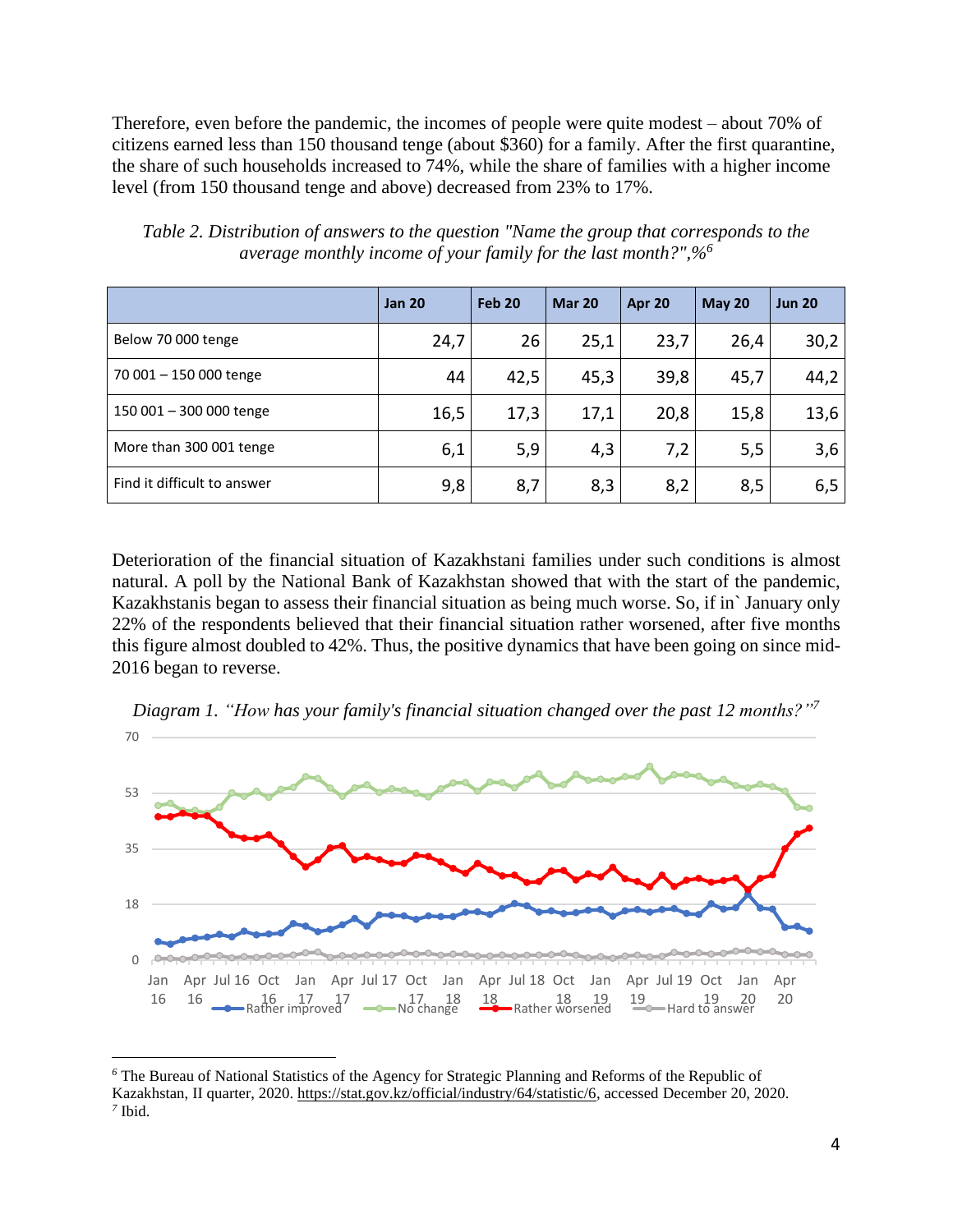Therefore, even before the pandemic, the incomes of people were quite modest – about 70% of citizens earned less than 150 thousand tenge (about $360) for a family. After the first quarantine, the share of such households increased to 74%, while the share of families with a higher income level (from 150 thousand tenge and above) decreased from 23% to 17%.

*Table 2. Distribution of answers to the question "Name the group that corresponds to the average monthly income of your family for the last month?",%*[6]

| | Jan 20 | Feb 20 | Mar 20 | Apr 20 | May 20 | Jun 20 |
|---|---|---|---|---|---|---|
| Below 70 000 tenge | 24,7 | 26 | 25,1 | 23,7 | 26,4 | 30,2 |
| 70 001 – 150 000 tenge | 44 | 42,5 | 45,3 | 39,8 | 45,7 | 44,2 |
| 150 001 – 300 000 tenge | 16,5 | 17,3 | 17,1 | 20,8 | 15,8 | 13,6 |
| More than 300 001 tenge | 6,1 | 5,9 | 4,3 | 7,2 | 5,5 | 3,6 |
| Find it difficult to answer | 9,8 | 8,7 | 8,3 | 8,2 | 8,5 | 6,5 |

Deterioration of the financial situation of Kazakhstani families under such conditions is almost natural. A poll by the National Bank of Kazakhstan showed that with the start of the pandemic, Kazakhstanis began to assess their financial situation as being much worse. So, if in` January only 22% of the respondents believed that their financial situation rather worsened, after five months this figure almost doubled to 42%. Thus, the positive dynamics that have been going on since mid-2016 began to reverse.

*Diagram 1. "How has your family's financial situation changed over the past 12 months?"*[7]

---

[6] The Bureau of National Statistics of the Agency for Strategic Planning and Reforms of the Republic of Kazakhstan, II quarter, 2020. https://stat.gov.kz/official/industry/64/statistic/6, accessed December 20, 2020.
[7] Ibid.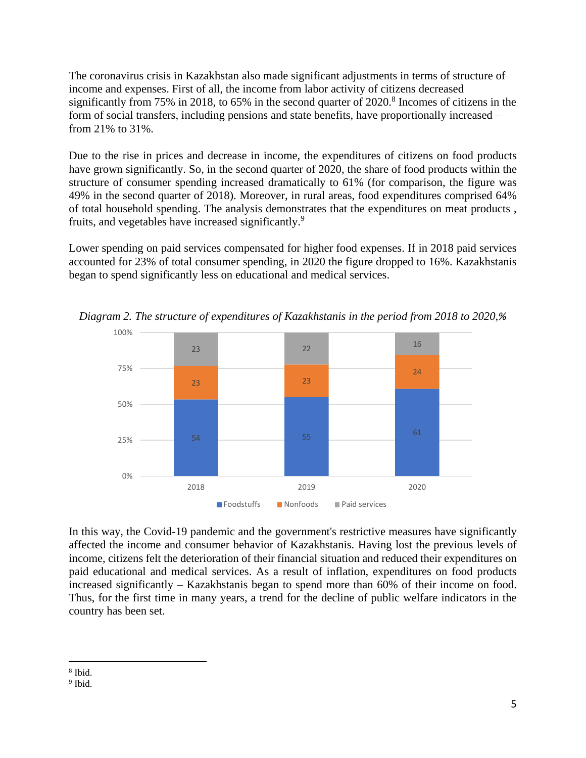The coronavirus crisis in Kazakhstan also made significant adjustments in terms of structure of income and expenses. First of all, the income from labor activity of citizens decreased significantly from 75% in 2018, to 65% in the second quarter of 2020.[8] Incomes of citizens in the form of social transfers, including pensions and state benefits, have proportionally increased – from 21% to 31%.

Due to the rise in prices and decrease in income, the expenditures of citizens on food products have grown significantly. So, in the second quarter of 2020, the share of food products within the structure of consumer spending increased dramatically to 61% (for comparison, the figure was 49% in the second quarter of 2018). Moreover, in rural areas, food expenditures comprised 64% of total household spending. The analysis demonstrates that the expenditures on meat products , fruits, and vegetables have increased significantly.[9]

Lower spending on paid services compensated for higher food expenses. If in 2018 paid services accounted for 23% of total consumer spending, in 2020 the figure dropped to 16%. Kazakhstanis began to spend significantly less on educational and medical services.

*Diagram 2. The structure of expenditures of Kazakhstanis in the period from 2018 to 2020,%*

| | 2018 | 2019 | 2020 |
|---|---|---|---|
| Foodstuffs | 54 | 55 | 61 |
| Nonfoods | 23 | 23 | 24 |
| Paid services | 23 | 22 | 16 |

In this way, the Covid-19 pandemic and the government's restrictive measures have significantly affected the income and consumer behavior of Kazakhstanis. Having lost the previous levels of income, citizens felt the deterioration of their financial situation and reduced their expenditures on paid educational and medical services. As a result of inflation, expenditures on food products increased significantly – Kazakhstanis began to spend more than 60% of their income on food. Thus, for the first time in many years, a trend for the decline of public welfare indicators in the country has been set.

[8] Ibid.

[9] Ibid.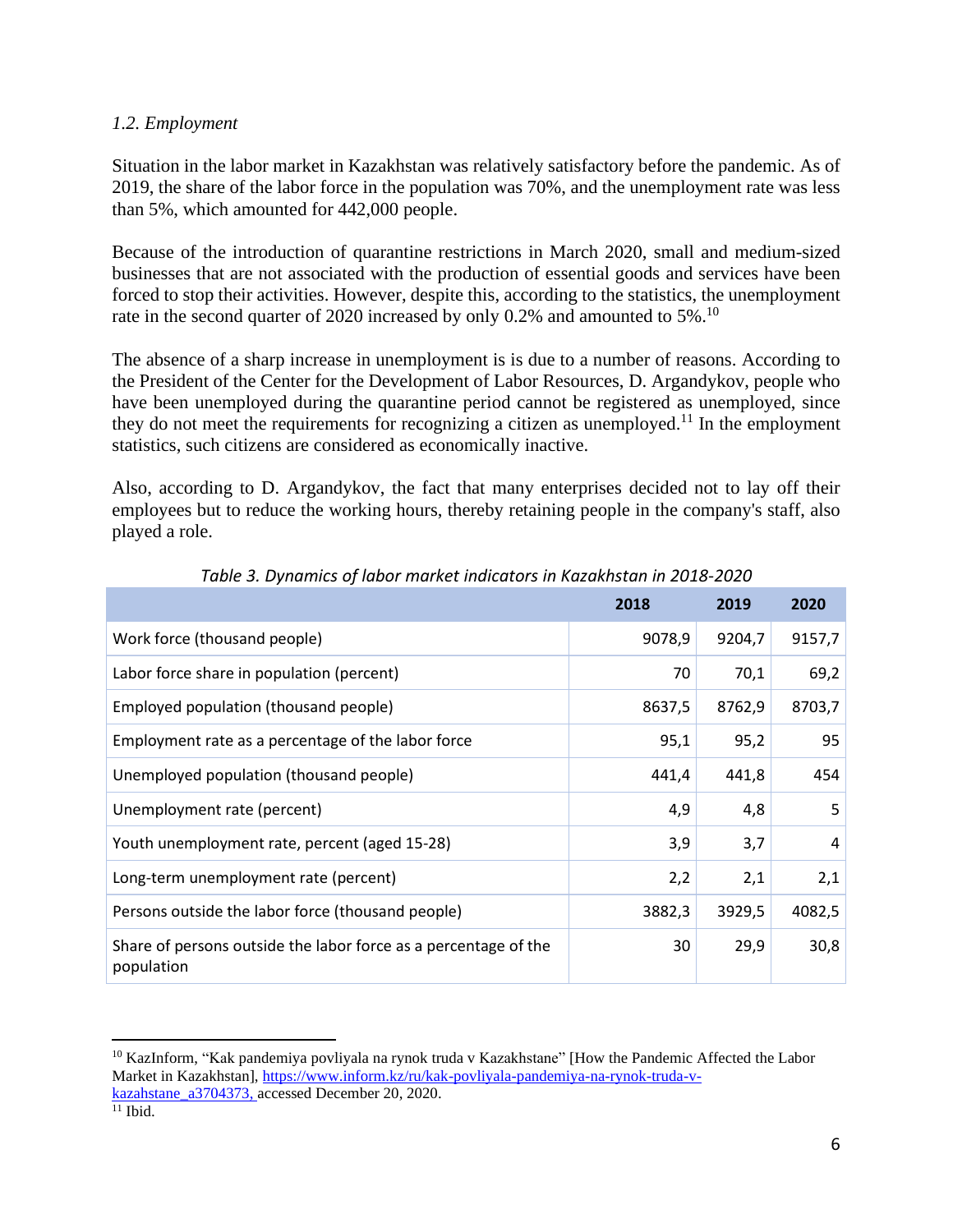*1.2. Employment*

Situation in the labor market in Kazakhstan was relatively satisfactory before the pandemic. As of 2019, the share of the labor force in the population was 70%, and the unemployment rate was less than 5%, which amounted for 442,000 people.

Because of the introduction of quarantine restrictions in March 2020, small and medium-sized businesses that are not associated with the production of essential goods and services have been forced to stop their activities. However, despite this, according to the statistics, the unemployment rate in the second quarter of 2020 increased by only 0.2% and amounted to 5%.[10]

The absence of a sharp increase in unemployment is is due to a number of reasons. According to the President of the Center for the Development of Labor Resources, D. Argandykov, people who have been unemployed during the quarantine period cannot be registered as unemployed, since they do not meet the requirements for recognizing a citizen as unemployed.[11] In the employment statistics, such citizens are considered as economically inactive.

Also, according to D. Argandykov, the fact that many enterprises decided not to lay off their employees but to reduce the working hours, thereby retaining people in the company's staff, also played a role.

*Table 3. Dynamics of labor market indicators in Kazakhstan in 2018-2020*

| | 2018 | 2019 | 2020 |
|---|---|---|---|
| Work force (thousand people) | 9078,9 | 9204,7 | 9157,7 |
| Labor force share in population (percent) | 70 | 70,1 | 69,2 |
| Employed population (thousand people) | 8637,5 | 8762,9 | 8703,7 |
| Employment rate as a percentage of the labor force | 95,1 | 95,2 | 95 |
| Unemployed population (thousand people) | 441,4 | 441,8 | 454 |
| Unemployment rate (percent) | 4,9 | 4,8 | 5 |
| Youth unemployment rate, percent (aged 15-28) | 3,9 | 3,7 | 4 |
| Long-term unemployment rate (percent) | 2,2 | 2,1 | 2,1 |
| Persons outside the labor force (thousand people) | 3882,3 | 3929,5 | 4082,5 |
| Share of persons outside the labor force as a percentage of the population | 30 | 29,9 | 30,8 |

[10] KazInform, "Kak pandemiya povliyala na rynok truda v Kazakhstane" [How the Pandemic Affected the Labor Market in Kazakhstan], https://www.inform.kz/ru/kak-povliyala-pandemiya-na-rynok-truda-v-kazahstane_a3704373, accessed December 20, 2020.

[11] Ibid.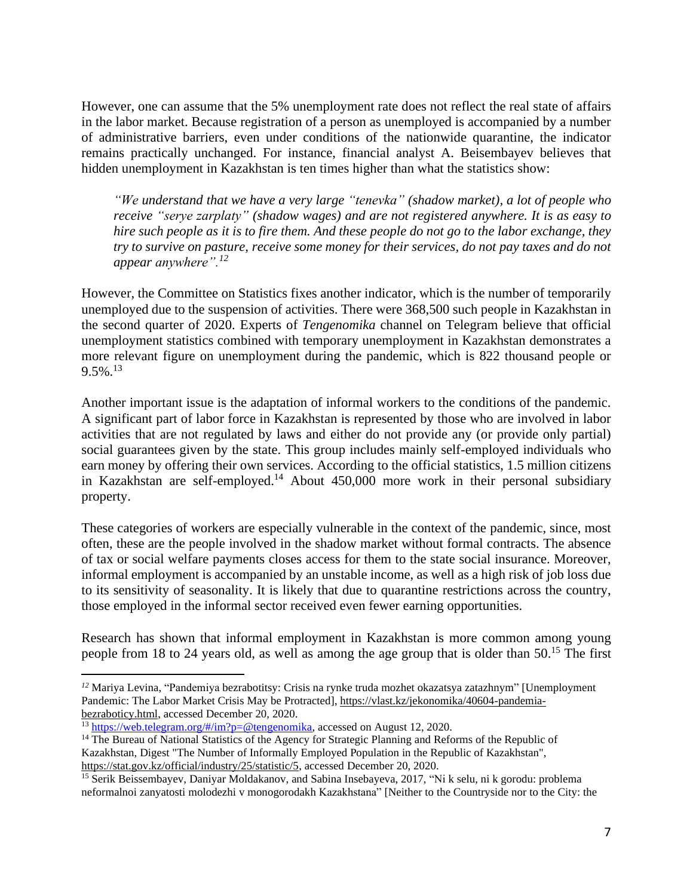However, one can assume that the 5% unemployment rate does not reflect the real state of affairs in the labor market. Because registration of a person as unemployed is accompanied by a number of administrative barriers, even under conditions of the nationwide quarantine, the indicator remains practically unchanged. For instance, financial analyst A. Beisembayev believes that hidden unemployment in Kazakhstan is ten times higher than what the statistics show:

> *"We understand that we have a very large "tenevka" (shadow market), a lot of people who receive "serye zarplaty" (shadow wages) and are not registered anywhere. It is as easy to hire such people as it is to fire them. And these people do not go to the labor exchange, they try to survive on pasture, receive some money for their services, do not pay taxes and do not appear anywhere".*[12]

However, the Committee on Statistics fixes another indicator, which is the number of temporarily unemployed due to the suspension of activities. There were 368,500 such people in Kazakhstan in the second quarter of 2020. Experts of *Tengenomika* channel on Telegram believe that official unemployment statistics combined with temporary unemployment in Kazakhstan demonstrates a more relevant figure on unemployment during the pandemic, which is 822 thousand people or 9.5%.[13]

Another important issue is the adaptation of informal workers to the conditions of the pandemic. A significant part of labor force in Kazakhstan is represented by those who are involved in labor activities that are not regulated by laws and either do not provide any (or provide only partial) social guarantees given by the state. This group includes mainly self-employed individuals who earn money by offering their own services. According to the official statistics, 1.5 million citizens in Kazakhstan are self-employed.[14] About 450,000 more work in their personal subsidiary property.

These categories of workers are especially vulnerable in the context of the pandemic, since, most often, these are the people involved in the shadow market without formal contracts. The absence of tax or social welfare payments closes access for them to the state social insurance. Moreover, informal employment is accompanied by an unstable income, as well as a high risk of job loss due to its sensitivity of seasonality. It is likely that due to quarantine restrictions across the country, those employed in the informal sector received even fewer earning opportunities.

Research has shown that informal employment in Kazakhstan is more common among young people from 18 to 24 years old, as well as among the age group that is older than 50.[15] The first

---

[12] Mariya Levina, "Pandemiya bezrabotitsy: Crisis na rynke truda mozhet okazatsya zatazhnym" [Unemployment Pandemic: The Labor Market Crisis May be Protracted], https://vlast.kz/jekonomika/40604-pandemia-bezraboticy.html, accessed December 20, 2020.

[13] https://web.telegram.org/#/im?p=@tengenomika, accessed on August 12, 2020.

[14] The Bureau of National Statistics of the Agency for Strategic Planning and Reforms of the Republic of Kazakhstan, Digest "The Number of Informally Employed Population in the Republic of Kazakhstan", https://stat.gov.kz/official/industry/25/statistic/5, accessed December 20, 2020.

[15] Serik Beissembayev, Daniyar Moldakanov, and Sabina Insebayeva, 2017, "Ni k selu, ni k gorodu: problema neformalnoi zanyatosti molodezhi v monogorodakh Kazakhstana" [Neither to the Countryside nor to the City: the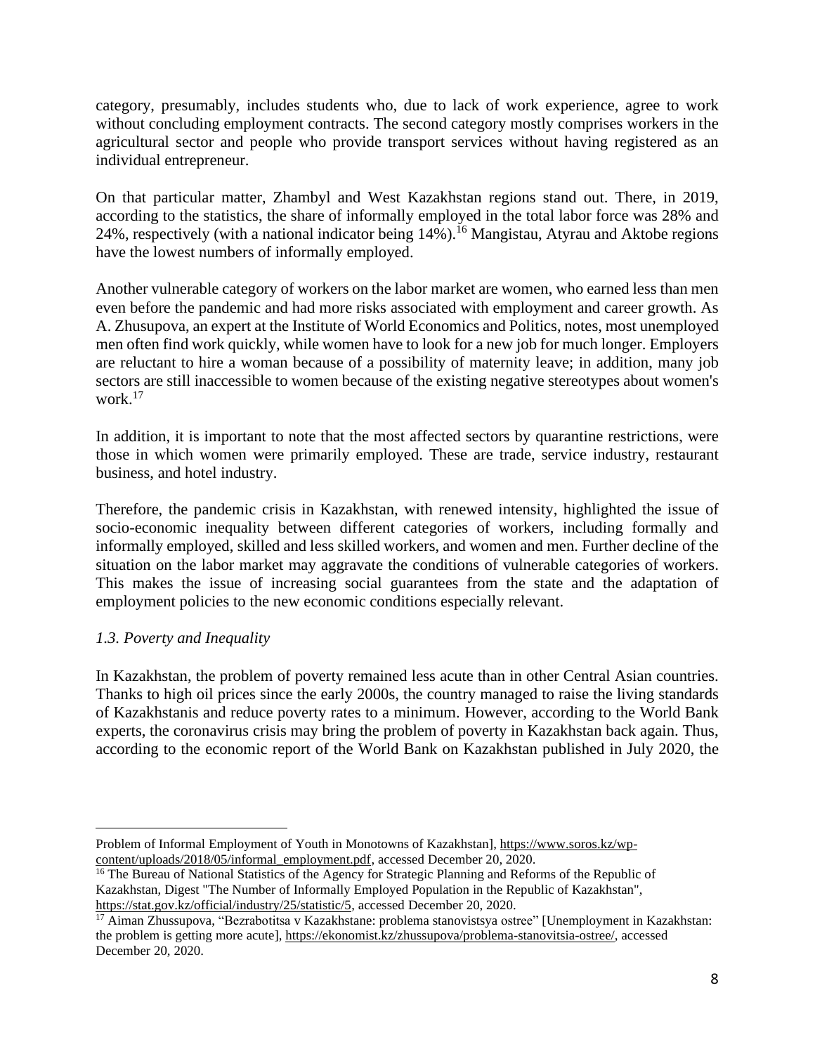category, presumably, includes students who, due to lack of work experience, agree to work without concluding employment contracts. The second category mostly comprises workers in the agricultural sector and people who provide transport services without having registered as an individual entrepreneur.

On that particular matter, Zhambyl and West Kazakhstan regions stand out. There, in 2019, according to the statistics, the share of informally employed in the total labor force was 28% and 24%, respectively (with a national indicator being 14%).[16] Mangistau, Atyrau and Aktobe regions have the lowest numbers of informally employed.

Another vulnerable category of workers on the labor market are women, who earned less than men even before the pandemic and had more risks associated with employment and career growth. As A. Zhusupova, an expert at the Institute of World Economics and Politics, notes, most unemployed men often find work quickly, while women have to look for a new job for much longer. Employers are reluctant to hire a woman because of a possibility of maternity leave; in addition, many job sectors are still inaccessible to women because of the existing negative stereotypes about women's work.[17]

In addition, it is important to note that the most affected sectors by quarantine restrictions, were those in which women were primarily employed. These are trade, service industry, restaurant business, and hotel industry.

Therefore, the pandemic crisis in Kazakhstan, with renewed intensity, highlighted the issue of socio-economic inequality between different categories of workers, including formally and informally employed, skilled and less skilled workers, and women and men. Further decline of the situation on the labor market may aggravate the conditions of vulnerable categories of workers. This makes the issue of increasing social guarantees from the state and the adaptation of employment policies to the new economic conditions especially relevant.

### *1.3. Poverty and Inequality*

In Kazakhstan, the problem of poverty remained less acute than in other Central Asian countries. Thanks to high oil prices since the early 2000s, the country managed to raise the living standards of Kazakhstanis and reduce poverty rates to a minimum. However, according to the World Bank experts, the coronavirus crisis may bring the problem of poverty in Kazakhstan back again. Thus, according to the economic report of the World Bank on Kazakhstan published in July 2020, the

---

Problem of Informal Employment of Youth in Monotowns of Kazakhstan], https://www.soros.kz/wp-content/uploads/2018/05/informal_employment.pdf, accessed December 20, 2020.

[16] The Bureau of National Statistics of the Agency for Strategic Planning and Reforms of the Republic of Kazakhstan, Digest "The Number of Informally Employed Population in the Republic of Kazakhstan", https://stat.gov.kz/official/industry/25/statistic/5, accessed December 20, 2020.

[17] Aiman Zhussupova, "Bezrabotitsa v Kazakhstane: problema stanovistsya ostree" [Unemployment in Kazakhstan: the problem is getting more acute], https://ekonomist.kz/zhussupova/problema-stanovitsia-ostree/, accessed December 20, 2020.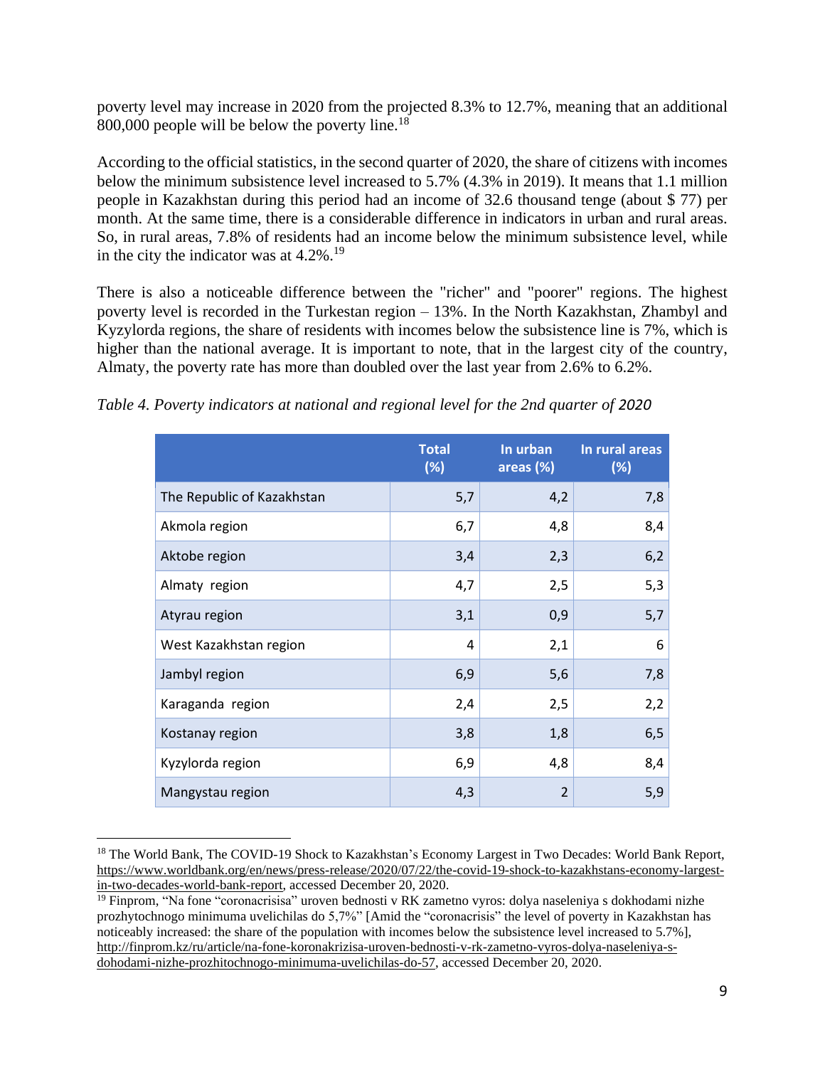poverty level may increase in 2020 from the projected 8.3% to 12.7%, meaning that an additional 800,000 people will be below the poverty line.[18]

According to the official statistics, in the second quarter of 2020, the share of citizens with incomes below the minimum subsistence level increased to 5.7% (4.3% in 2019). It means that 1.1 million people in Kazakhstan during this period had an income of 32.6 thousand tenge (about $ 77) per month. At the same time, there is a considerable difference in indicators in urban and rural areas. So, in rural areas, 7.8% of residents had an income below the minimum subsistence level, while in the city the indicator was at 4.2%.[19]

There is also a noticeable difference between the "richer" and "poorer" regions. The highest poverty level is recorded in the Turkestan region – 13%. In the North Kazakhstan, Zhambyl and Kyzylorda regions, the share of residents with incomes below the subsistence line is 7%, which is higher than the national average. It is important to note, that in the largest city of the country, Almaty, the poverty rate has more than doubled over the last year from 2.6% to 6.2%.

*Table 4. Poverty indicators at national and regional level for the 2nd quarter of 2020*

| | Total (%) | In urban areas (%) | In rural areas (%) |
|---|---|---|---|
| The Republic of Kazakhstan | 5,7 | 4,2 | 7,8 |
| Akmola region | 6,7 | 4,8 | 8,4 |
| Aktobe region | 3,4 | 2,3 | 6,2 |
| Almaty region | 4,7 | 2,5 | 5,3 |
| Atyrau region | 3,1 | 0,9 | 5,7 |
| West Kazakhstan region | 4 | 2,1 | 6 |
| Jambyl region | 6,9 | 5,6 | 7,8 |
| Karaganda region | 2,4 | 2,5 | 2,2 |
| Kostanay region | 3,8 | 1,8 | 6,5 |
| Kyzylorda region | 6,9 | 4,8 | 8,4 |
| Mangystau region | 4,3 | 2 | 5,9 |

[18] The World Bank, The COVID-19 Shock to Kazakhstan's Economy Largest in Two Decades: World Bank Report, https://www.worldbank.org/en/news/press-release/2020/07/22/the-covid-19-shock-to-kazakhstans-economy-largest-in-two-decades-world-bank-report, accessed December 20, 2020.

[19] Finprom, "Na fone "coronacrisisa" uroven bednosti v RK zametno vyros: dolya naseleniya s dokhodami nizhe prozhytochnogo minimuma uvelichilas do 5,7%" [Amid the "coronacrisis" the level of poverty in Kazakhstan has noticeably increased: the share of the population with incomes below the subsistence level increased to 5.7%], http://finprom.kz/ru/article/na-fone-koronakrizisa-uroven-bednosti-v-rk-zametno-vyros-dolya-naseleniya-s-dohodami-nizhe-prozhitochnogo-minimuma-uvelichilas-do-57, accessed December 20, 2020.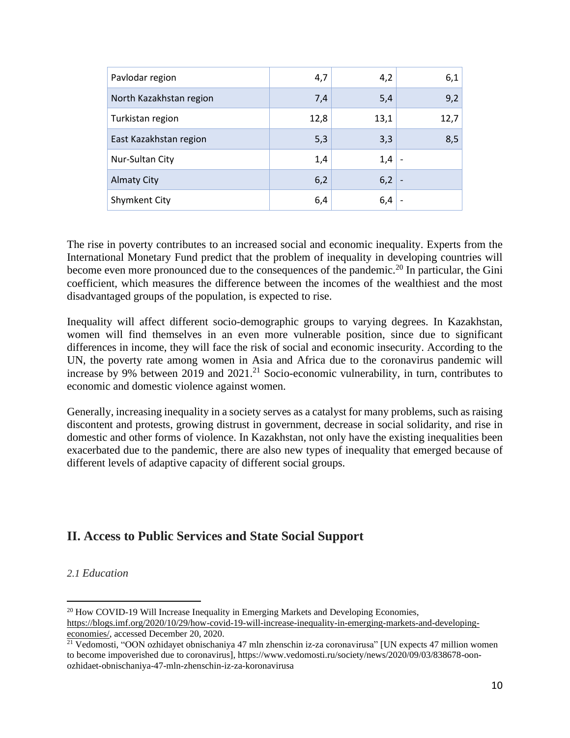| Pavlodar region | 4,7 | 4,2 | 6,1 |
|---|---|---|---|
| North Kazakhstan region | 7,4 | 5,4 | 9,2 |
| Turkistan region | 12,8 | 13,1 | 12,7 |
| East Kazakhstan region | 5,3 | 3,3 | 8,5 |
| Nur-Sultan City | 1,4 | 1,4 | - |
| Almaty City | 6,2 | 6,2 | - |
| Shymkent City | 6,4 | 6,4 | - |

The rise in poverty contributes to an increased social and economic inequality. Experts from the International Monetary Fund predict that the problem of inequality in developing countries will become even more pronounced due to the consequences of the pandemic.[20] In particular, the Gini coefficient, which measures the difference between the incomes of the wealthiest and the most disadvantaged groups of the population, is expected to rise.

Inequality will affect different socio-demographic groups to varying degrees. In Kazakhstan, women will find themselves in an even more vulnerable position, since due to significant differences in income, they will face the risk of social and economic insecurity. According to the UN, the poverty rate among women in Asia and Africa due to the coronavirus pandemic will increase by 9% between 2019 and 2021.[21] Socio-economic vulnerability, in turn, contributes to economic and domestic violence against women.

Generally, increasing inequality in a society serves as a catalyst for many problems, such as raising discontent and protests, growing distrust in government, decrease in social solidarity, and rise in domestic and other forms of violence. In Kazakhstan, not only have the existing inequalities been exacerbated due to the pandemic, there are also new types of inequality that emerged because of different levels of adaptive capacity of different social groups.

## II. Access to Public Services and State Social Support

*2.1 Education*

[20] How COVID-19 Will Increase Inequality in Emerging Markets and Developing Economies, https://blogs.imf.org/2020/10/29/how-covid-19-will-increase-inequality-in-emerging-markets-and-developing-economies/, accessed December 20, 2020.

[21] Vedomosti, "OON ozhidayet obnischaniya 47 mln zhenschin iz-za coronavirusa" [UN expects 47 million women to become impoverished due to coronavirus], https://www.vedomosti.ru/society/news/2020/09/03/838678-oon-ozhidaet-obnischaniya-47-mln-zhenschin-iz-za-koronavirusa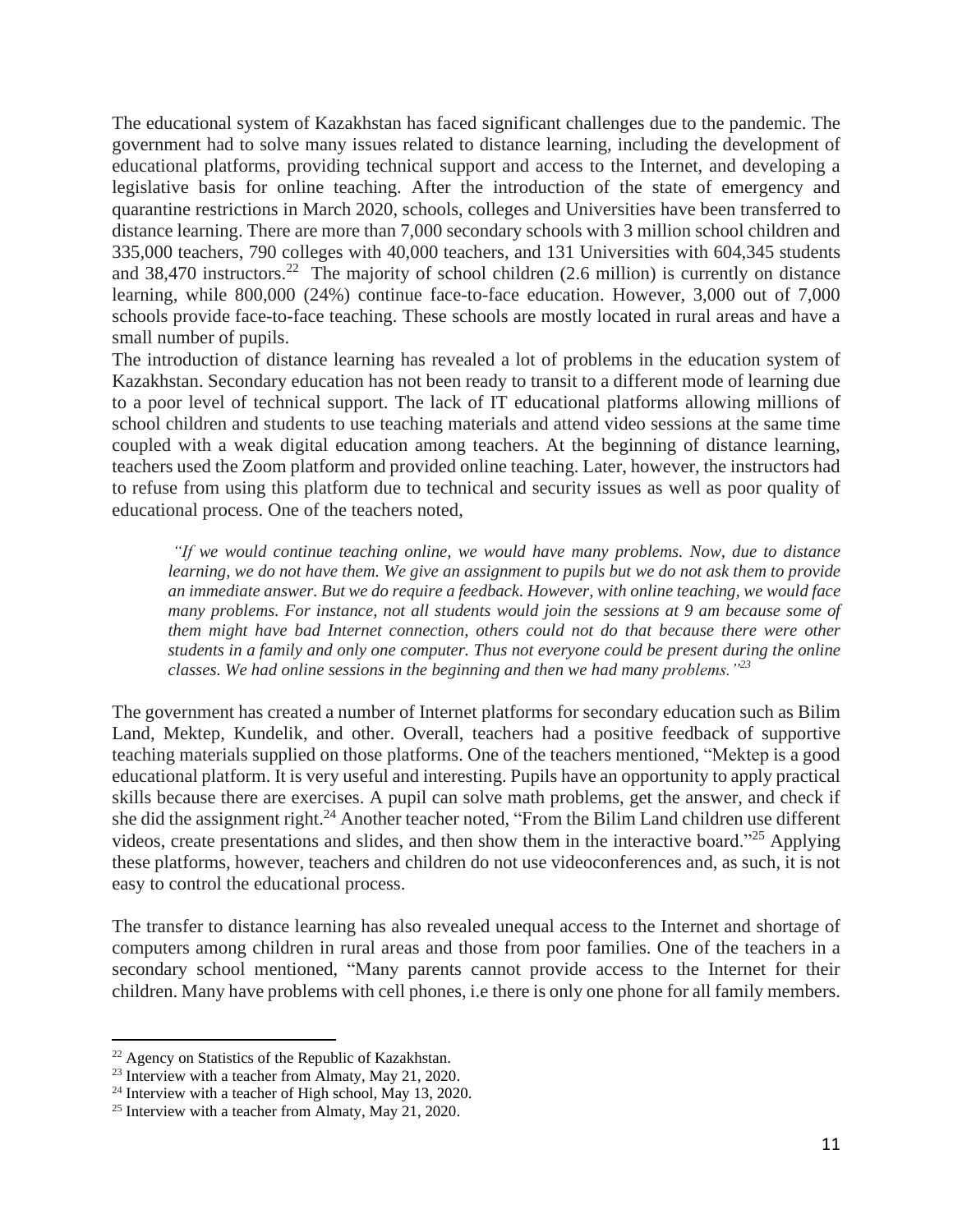The educational system of Kazakhstan has faced significant challenges due to the pandemic. The government had to solve many issues related to distance learning, including the development of educational platforms, providing technical support and access to the Internet, and developing a legislative basis for online teaching. After the introduction of the state of emergency and quarantine restrictions in March 2020, schools, colleges and Universities have been transferred to distance learning. There are more than 7,000 secondary schools with 3 million school children and 335,000 teachers, 790 colleges with 40,000 teachers, and 131 Universities with 604,345 students and 38,470 instructors.[22] The majority of school children (2.6 million) is currently on distance learning, while 800,000 (24%) continue face-to-face education. However, 3,000 out of 7,000 schools provide face-to-face teaching. These schools are mostly located in rural areas and have a small number of pupils.

The introduction of distance learning has revealed a lot of problems in the education system of Kazakhstan. Secondary education has not been ready to transit to a different mode of learning due to a poor level of technical support. The lack of IT educational platforms allowing millions of school children and students to use teaching materials and attend video sessions at the same time coupled with a weak digital education among teachers. At the beginning of distance learning, teachers used the Zoom platform and provided online teaching. Later, however, the instructors had to refuse from using this platform due to technical and security issues as well as poor quality of educational process. One of the teachers noted,

> *"If we would continue teaching online, we would have many problems. Now, due to distance learning, we do not have them. We give an assignment to pupils but we do not ask them to provide an immediate answer. But we do require a feedback. However, with online teaching, we would face many problems. For instance, not all students would join the sessions at 9 am because some of them might have bad Internet connection, others could not do that because there were other students in a family and only one computer. Thus not everyone could be present during the online classes. We had online sessions in the beginning and then we had many problems."*[23]

The government has created a number of Internet platforms for secondary education such as Bilim Land, Mektep, Kundelik, and other. Overall, teachers had a positive feedback of supportive teaching materials supplied on those platforms. One of the teachers mentioned, "Mektep is a good educational platform. It is very useful and interesting. Pupils have an opportunity to apply practical skills because there are exercises. A pupil can solve math problems, get the answer, and check if she did the assignment right.[24] Another teacher noted, "From the Bilim Land children use different videos, create presentations and slides, and then show them in the interactive board."[25] Applying these platforms, however, teachers and children do not use videoconferences and, as such, it is not easy to control the educational process.

The transfer to distance learning has also revealed unequal access to the Internet and shortage of computers among children in rural areas and those from poor families. One of the teachers in a secondary school mentioned, "Many parents cannot provide access to the Internet for their children. Many have problems with cell phones, i.e there is only one phone for all family members.

---

[22] Agency on Statistics of the Republic of Kazakhstan.

[23] Interview with a teacher from Almaty, May 21, 2020.

[24] Interview with a teacher of High school, May 13, 2020.

[25] Interview with a teacher from Almaty, May 21, 2020.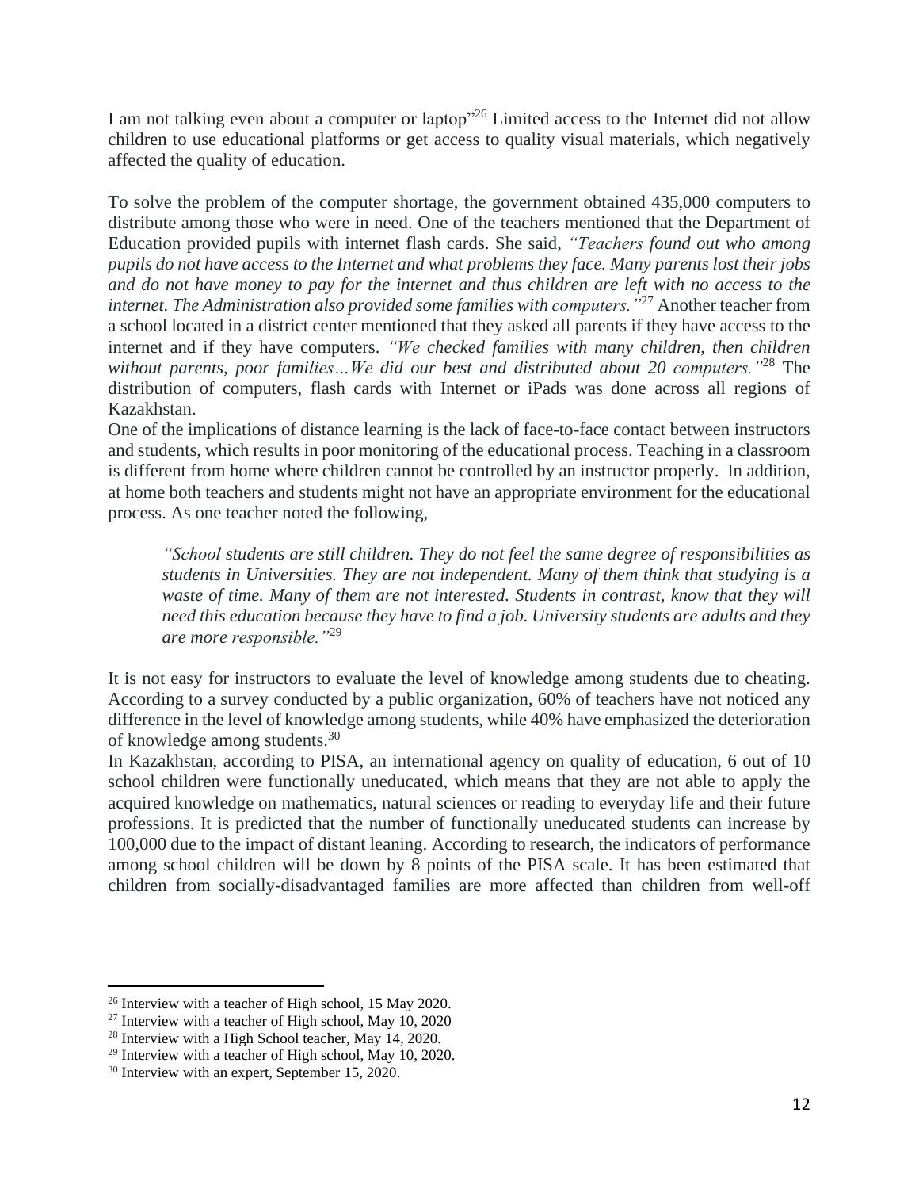I am not talking even about a computer or laptop"[26] Limited access to the Internet did not allow children to use educational platforms or get access to quality visual materials, which negatively affected the quality of education.

To solve the problem of the computer shortage, the government obtained 435,000 computers to distribute among those who were in need. One of the teachers mentioned that the Department of Education provided pupils with internet flash cards. She said, *"Teachers found out who among pupils do not have access to the Internet and what problems they face. Many parents lost their jobs and do not have money to pay for the internet and thus children are left with no access to the internet. The Administration also provided some families with computers."*[27] Another teacher from a school located in a district center mentioned that they asked all parents if they have access to the internet and if they have computers. *"We checked families with many children, then children without parents, poor families…We did our best and distributed about 20 computers."*[28] The distribution of computers, flash cards with Internet or iPads was done across all regions of Kazakhstan.

One of the implications of distance learning is the lack of face-to-face contact between instructors and students, which results in poor monitoring of the educational process. Teaching in a classroom is different from home where children cannot be controlled by an instructor properly. In addition, at home both teachers and students might not have an appropriate environment for the educational process. As one teacher noted the following,

> *"School students are still children. They do not feel the same degree of responsibilities as students in Universities. They are not independent. Many of them think that studying is a waste of time. Many of them are not interested. Students in contrast, know that they will need this education because they have to find a job. University students are adults and they are more responsible."*[29]

It is not easy for instructors to evaluate the level of knowledge among students due to cheating. According to a survey conducted by a public organization, 60% of teachers have not noticed any difference in the level of knowledge among students, while 40% have emphasized the deterioration of knowledge among students.[30]

In Kazakhstan, according to PISA, an international agency on quality of education, 6 out of 10 school children were functionally uneducated, which means that they are not able to apply the acquired knowledge on mathematics, natural sciences or reading to everyday life and their future professions. It is predicted that the number of functionally uneducated students can increase by 100,000 due to the impact of distant leaning. According to research, the indicators of performance among school children will be down by 8 points of the PISA scale. It has been estimated that children from socially-disadvantaged families are more affected than children from well-off

---

[26] Interview with a teacher of High school, 15 May 2020.

[27] Interview with a teacher of High school, May 10, 2020

[28] Interview with a High School teacher, May 14, 2020.

[29] Interview with a teacher of High school, May 10, 2020.

[30] Interview with an expert, September 15, 2020.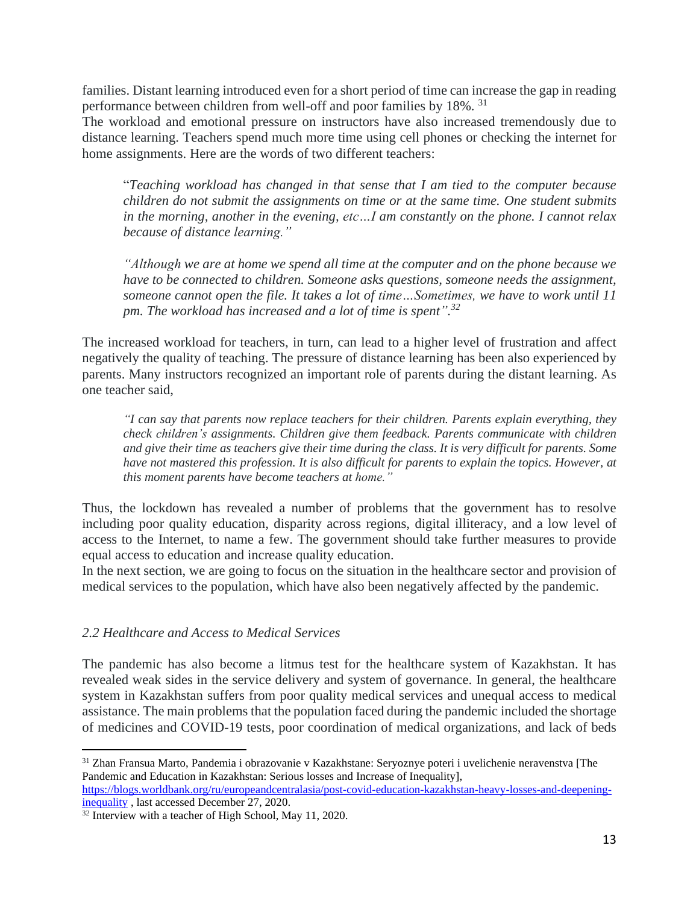families. Distant learning introduced even for a short period of time can increase the gap in reading performance between children from well-off and poor families by 18%. [31]

The workload and emotional pressure on instructors have also increased tremendously due to distance learning. Teachers spend much more time using cell phones or checking the internet for home assignments. Here are the words of two different teachers:

> "*Teaching workload has changed in that sense that I am tied to the computer because children do not submit the assignments on time or at the same time. One student submits in the morning, another in the evening, etc…I am constantly on the phone. I cannot relax because of distance learning."*
>
> *"Although we are at home we spend all time at the computer and on the phone because we have to be connected to children. Someone asks questions, someone needs the assignment, someone cannot open the file. It takes a lot of time…Sometimes, we have to work until 11 pm. The workload has increased and a lot of time is spent".*[32]

The increased workload for teachers, in turn, can lead to a higher level of frustration and affect negatively the quality of teaching. The pressure of distance learning has been also experienced by parents. Many instructors recognized an important role of parents during the distant learning. As one teacher said,

> *"I can say that parents now replace teachers for their children. Parents explain everything, they check children's assignments. Children give them feedback. Parents communicate with children and give their time as teachers give their time during the class. It is very difficult for parents. Some have not mastered this profession. It is also difficult for parents to explain the topics. However, at this moment parents have become teachers at home."*

Thus, the lockdown has revealed a number of problems that the government has to resolve including poor quality education, disparity across regions, digital illiteracy, and a low level of access to the Internet, to name a few. The government should take further measures to provide equal access to education and increase quality education.

In the next section, we are going to focus on the situation in the healthcare sector and provision of medical services to the population, which have also been negatively affected by the pandemic.

### *2.2 Healthcare and Access to Medical Services*

The pandemic has also become a litmus test for the healthcare system of Kazakhstan. It has revealed weak sides in the service delivery and system of governance. In general, the healthcare system in Kazakhstan suffers from poor quality medical services and unequal access to medical assistance. The main problems that the population faced during the pandemic included the shortage of medicines and COVID-19 tests, poor coordination of medical organizations, and lack of beds

---

[31] Zhan Fransua Marto, Pandemia i obrazovanie v Kazakhstane: Seryoznye poteri i uvelichenie neravenstva [The Pandemic and Education in Kazakhstan: Serious losses and Increase of Inequality], https://blogs.worldbank.org/ru/europeandcentralasia/post-covid-education-kazakhstan-heavy-losses-and-deepening-inequality , last accessed December 27, 2020.

[32] Interview with a teacher of High School, May 11, 2020.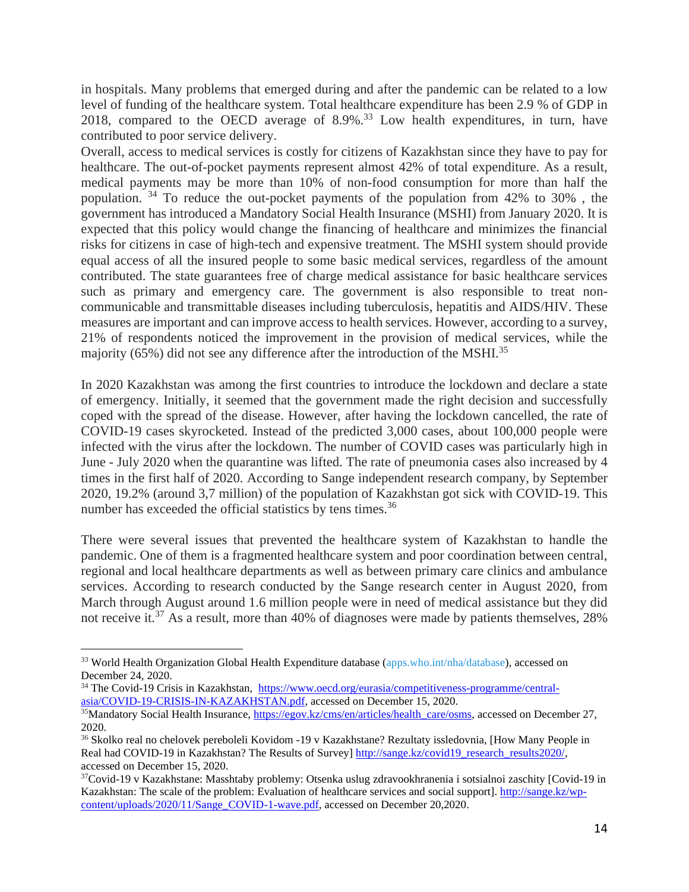in hospitals. Many problems that emerged during and after the pandemic can be related to a low level of funding of the healthcare system. Total healthcare expenditure has been 2.9 % of GDP in 2018, compared to the OECD average of 8.9%.[33] Low health expenditures, in turn, have contributed to poor service delivery.

Overall, access to medical services is costly for citizens of Kazakhstan since they have to pay for healthcare. The out-of-pocket payments represent almost 42% of total expenditure. As a result, medical payments may be more than 10% of non-food consumption for more than half the population. [34] To reduce the out-pocket payments of the population from 42% to 30% , the government has introduced a Mandatory Social Health Insurance (MSHI) from January 2020. It is expected that this policy would change the financing of healthcare and minimizes the financial risks for citizens in case of high-tech and expensive treatment. The MSHI system should provide equal access of all the insured people to some basic medical services, regardless of the amount contributed. The state guarantees free of charge medical assistance for basic healthcare services such as primary and emergency care. The government is also responsible to treat non-communicable and transmittable diseases including tuberculosis, hepatitis and AIDS/HIV. These measures are important and can improve access to health services. However, according to a survey, 21% of respondents noticed the improvement in the provision of medical services, while the majority (65%) did not see any difference after the introduction of the MSHI.[35]

In 2020 Kazakhstan was among the first countries to introduce the lockdown and declare a state of emergency. Initially, it seemed that the government made the right decision and successfully coped with the spread of the disease. However, after having the lockdown cancelled, the rate of COVID-19 cases skyrocketed. Instead of the predicted 3,000 cases, about 100,000 people were infected with the virus after the lockdown. The number of COVID cases was particularly high in June - July 2020 when the quarantine was lifted. The rate of pneumonia cases also increased by 4 times in the first half of 2020. According to Sange independent research company, by September 2020, 19.2% (around 3,7 million) of the population of Kazakhstan got sick with COVID-19. This number has exceeded the official statistics by tens times.[36]

There were several issues that prevented the healthcare system of Kazakhstan to handle the pandemic. One of them is a fragmented healthcare system and poor coordination between central, regional and local healthcare departments as well as between primary care clinics and ambulance services. According to research conducted by the Sange research center in August 2020, from March through August around 1.6 million people were in need of medical assistance but they did not receive it.[37] As a result, more than 40% of diagnoses were made by patients themselves, 28%

---

[33] World Health Organization Global Health Expenditure database (apps.who.int/nha/database), accessed on December 24, 2020.

[34] The Covid-19 Crisis in Kazakhstan, https://www.oecd.org/eurasia/competitiveness-programme/central-asia/COVID-19-CRISIS-IN-KAZAKHSTAN.pdf, accessed on December 15, 2020.

[35] Mandatory Social Health Insurance, https://egov.kz/cms/en/articles/health_care/osms, accessed on December 27, 2020.

[36] Skolko real no chelovek pereboleli Kovidom -19 v Kazakhstane? Rezultaty issledovnia, [How Many People in Real had COVID-19 in Kazakhstan? The Results of Survey] http://sange.kz/covid19_research_results2020/, accessed on December 15, 2020.

[37] Covid-19 v Kazakhstane: Masshtaby problemy: Otsenka uslug zdravookhranenia i sotsialnoi zaschity [Covid-19 in Kazakhstan: The scale of the problem: Evaluation of healthcare services and social support]. http://sange.kz/wp-content/uploads/2020/11/Sange_COVID-1-wave.pdf, accessed on December 20,2020.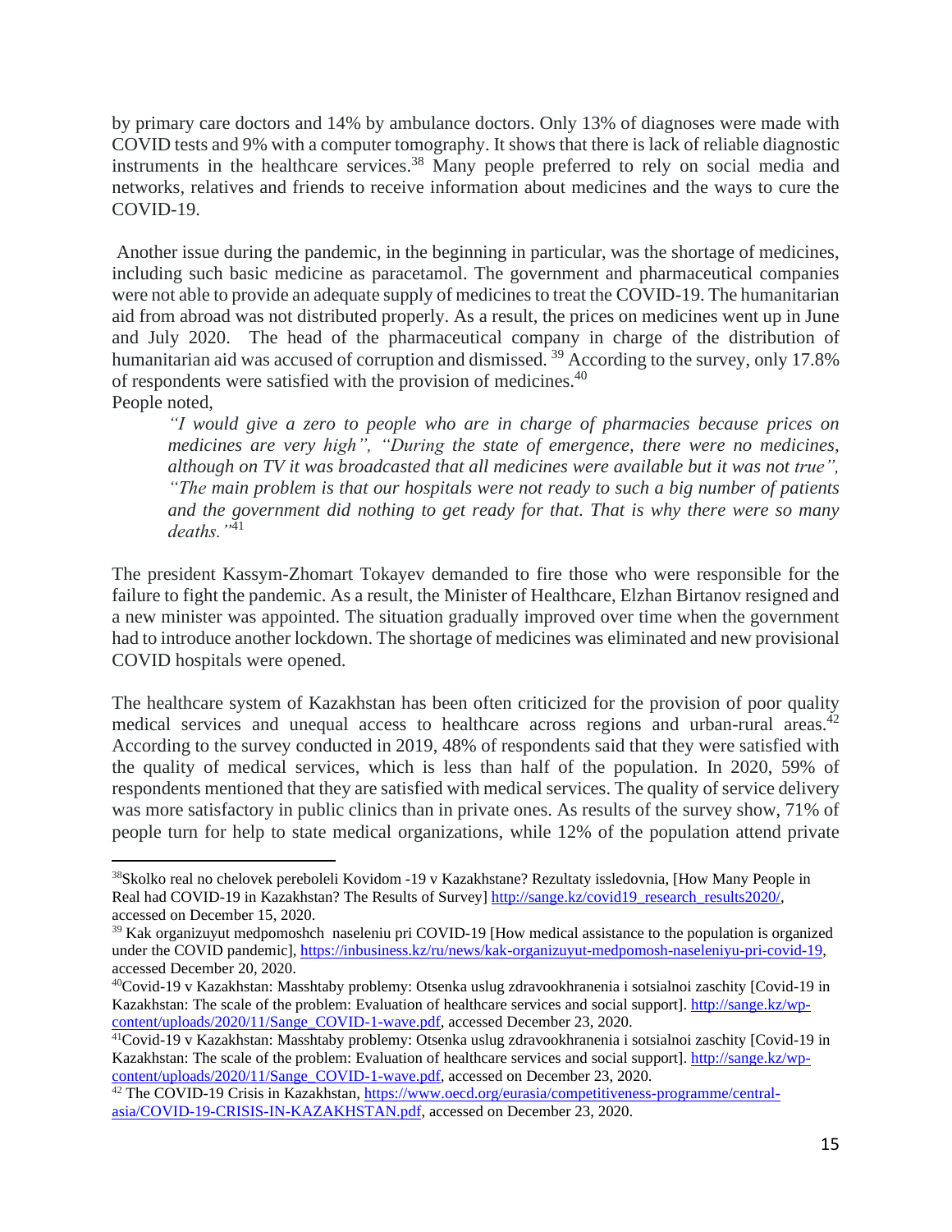by primary care doctors and 14% by ambulance doctors. Only 13% of diagnoses were made with COVID tests and 9% with a computer tomography. It shows that there is lack of reliable diagnostic instruments in the healthcare services.[38] Many people preferred to rely on social media and networks, relatives and friends to receive information about medicines and the ways to cure the COVID-19.

Another issue during the pandemic, in the beginning in particular, was the shortage of medicines, including such basic medicine as paracetamol. The government and pharmaceutical companies were not able to provide an adequate supply of medicines to treat the COVID-19. The humanitarian aid from abroad was not distributed properly. As a result, the prices on medicines went up in June and July 2020. The head of the pharmaceutical company in charge of the distribution of humanitarian aid was accused of corruption and dismissed. [39] According to the survey, only 17.8% of respondents were satisfied with the provision of medicines.[40]

People noted,

> *"I would give a zero to people who are in charge of pharmacies because prices on medicines are very high", "During the state of emergence, there were no medicines, although on TV it was broadcasted that all medicines were available but it was not true", "The main problem is that our hospitals were not ready to such a big number of patients and the government did nothing to get ready for that. That is why there were so many deaths."*[41]

The president Kassym-Zhomart Tokayev demanded to fire those who were responsible for the failure to fight the pandemic. As a result, the Minister of Healthcare, Elzhan Birtanov resigned and a new minister was appointed. The situation gradually improved over time when the government had to introduce another lockdown. The shortage of medicines was eliminated and new provisional COVID hospitals were opened.

The healthcare system of Kazakhstan has been often criticized for the provision of poor quality medical services and unequal access to healthcare across regions and urban-rural areas.[42] According to the survey conducted in 2019, 48% of respondents said that they were satisfied with the quality of medical services, which is less than half of the population. In 2020, 59% of respondents mentioned that they are satisfied with medical services. The quality of service delivery was more satisfactory in public clinics than in private ones. As results of the survey show, 71% of people turn for help to state medical organizations, while 12% of the population attend private

---

[38] Skolko real no chelovek pereboleli Kovidom -19 v Kazakhstane? Rezultaty issledovnia, [How Many People in Real had COVID-19 in Kazakhstan? The Results of Survey] http://sange.kz/covid19_research_results2020/, accessed on December 15, 2020.

[39] Kak organizuyut medpomoshch naseleniu pri COVID-19 [How medical assistance to the population is organized under the COVID pandemic], https://inbusiness.kz/ru/news/kak-organizuyut-medpomosh-naseleniyu-pri-covid-19, accessed December 20, 2020.

[40] Covid-19 v Kazakhstan: Masshtaby problemy: Otsenka uslug zdravookhranenia i sotsialnoi zaschity [Covid-19 in Kazakhstan: The scale of the problem: Evaluation of healthcare services and social support]. http://sange.kz/wp-content/uploads/2020/11/Sange_COVID-1-wave.pdf, accessed December 23, 2020.

[41] Covid-19 v Kazakhstan: Masshtaby problemy: Otsenka uslug zdravookhranenia i sotsialnoi zaschity [Covid-19 in Kazakhstan: The scale of the problem: Evaluation of healthcare services and social support]. http://sange.kz/wp-content/uploads/2020/11/Sange_COVID-1-wave.pdf, accessed on December 23, 2020.

[42] The COVID-19 Crisis in Kazakhstan, https://www.oecd.org/eurasia/competitiveness-programme/central-asia/COVID-19-CRISIS-IN-KAZAKHSTAN.pdf, accessed on December 23, 2020.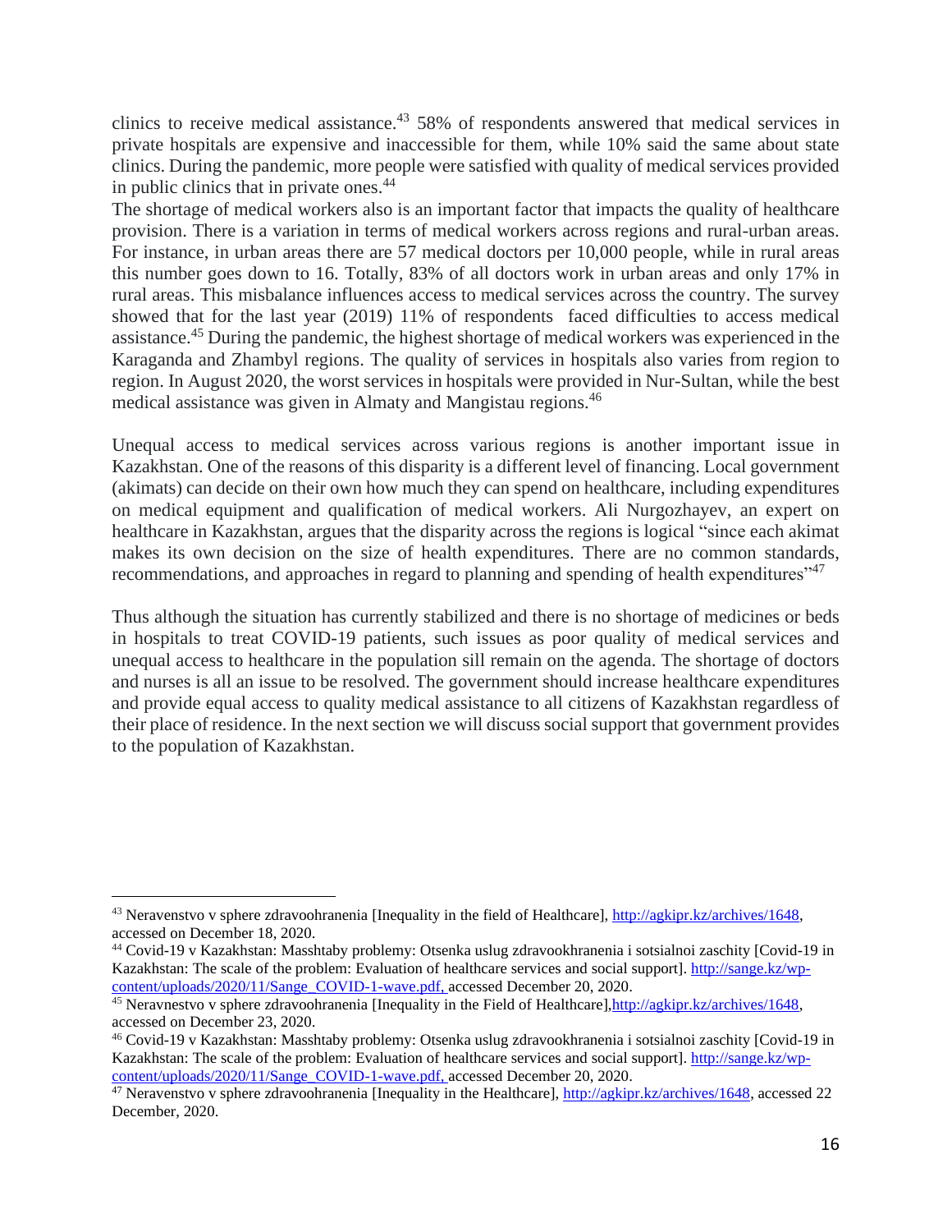clinics to receive medical assistance.[43] 58% of respondents answered that medical services in private hospitals are expensive and inaccessible for them, while 10% said the same about state clinics. During the pandemic, more people were satisfied with quality of medical services provided in public clinics that in private ones.[44]
The shortage of medical workers also is an important factor that impacts the quality of healthcare provision. There is a variation in terms of medical workers across regions and rural-urban areas. For instance, in urban areas there are 57 medical doctors per 10,000 people, while in rural areas this number goes down to 16. Totally, 83% of all doctors work in urban areas and only 17% in rural areas. This misbalance influences access to medical services across the country. The survey showed that for the last year (2019) 11% of respondents faced difficulties to access medical assistance.[45] During the pandemic, the highest shortage of medical workers was experienced in the Karaganda and Zhambyl regions. The quality of services in hospitals also varies from region to region. In August 2020, the worst services in hospitals were provided in Nur-Sultan, while the best medical assistance was given in Almaty and Mangistau regions.[46]

Unequal access to medical services across various regions is another important issue in Kazakhstan. One of the reasons of this disparity is a different level of financing. Local government (akimats) can decide on their own how much they can spend on healthcare, including expenditures on medical equipment and qualification of medical workers. Ali Nurgozhayev, an expert on healthcare in Kazakhstan, argues that the disparity across the regions is logical "since each akimat makes its own decision on the size of health expenditures. There are no common standards, recommendations, and approaches in regard to planning and spending of health expenditures"[47]

Thus although the situation has currently stabilized and there is no shortage of medicines or beds in hospitals to treat COVID-19 patients, such issues as poor quality of medical services and unequal access to healthcare in the population sill remain on the agenda. The shortage of doctors and nurses is all an issue to be resolved. The government should increase healthcare expenditures and provide equal access to quality medical assistance to all citizens of Kazakhstan regardless of their place of residence. In the next section we will discuss social support that government provides to the population of Kazakhstan.

---

[43] Neravenstvo v sphere zdravoohranenia [Inequality in the field of Healthcare], http://agkipr.kz/archives/1648, accessed on December 18, 2020.

[44] Covid-19 v Kazakhstan: Masshtaby problemy: Otsenka uslug zdravookhranenia i sotsialnoi zaschity [Covid-19 in Kazakhstan: The scale of the problem: Evaluation of healthcare services and social support]. http://sange.kz/wp-content/uploads/2020/11/Sange_COVID-1-wave.pdf, accessed December 20, 2020.

[45] Neravnestvo v sphere zdravoohranenia [Inequality in the Field of Healthcare],http://agkipr.kz/archives/1648, accessed on December 23, 2020.

[46] Covid-19 v Kazakhstan: Masshtaby problemy: Otsenka uslug zdravookhranenia i sotsialnoi zaschity [Covid-19 in Kazakhstan: The scale of the problem: Evaluation of healthcare services and social support]. http://sange.kz/wp-content/uploads/2020/11/Sange_COVID-1-wave.pdf, accessed December 20, 2020.

[47] Neravenstvo v sphere zdravoohranenia [Inequality in the Healthcare], http://agkipr.kz/archives/1648, accessed 22 December, 2020.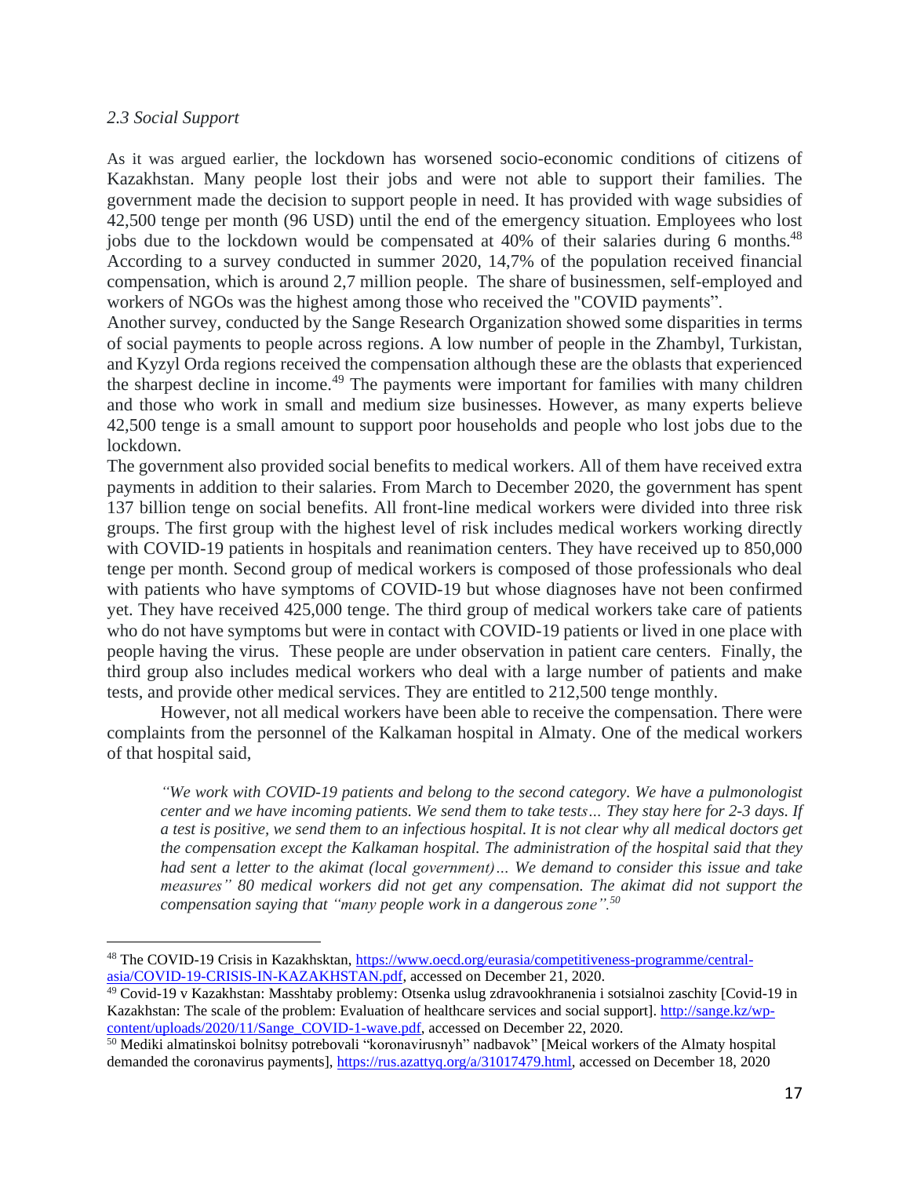*2.3 Social Support*

As it was argued earlier, the lockdown has worsened socio-economic conditions of citizens of Kazakhstan. Many people lost their jobs and were not able to support their families. The government made the decision to support people in need. It has provided with wage subsidies of 42,500 tenge per month (96 USD) until the end of the emergency situation. Employees who lost jobs due to the lockdown would be compensated at 40% of their salaries during 6 months.[48] According to a survey conducted in summer 2020, 14,7% of the population received financial compensation, which is around 2,7 million people. The share of businessmen, self-employed and workers of NGOs was the highest among those who received the "COVID payments".

Another survey, conducted by the Sange Research Organization showed some disparities in terms of social payments to people across regions. A low number of people in the Zhambyl, Turkistan, and Kyzyl Orda regions received the compensation although these are the oblasts that experienced the sharpest decline in income.[49] The payments were important for families with many children and those who work in small and medium size businesses. However, as many experts believe 42,500 tenge is a small amount to support poor households and people who lost jobs due to the lockdown.

The government also provided social benefits to medical workers. All of them have received extra payments in addition to their salaries. From March to December 2020, the government has spent 137 billion tenge on social benefits. All front-line medical workers were divided into three risk groups. The first group with the highest level of risk includes medical workers working directly with COVID-19 patients in hospitals and reanimation centers. They have received up to 850,000 tenge per month. Second group of medical workers is composed of those professionals who deal with patients who have symptoms of COVID-19 but whose diagnoses have not been confirmed yet. They have received 425,000 tenge. The third group of medical workers take care of patients who do not have symptoms but were in contact with COVID-19 patients or lived in one place with people having the virus. These people are under observation in patient care centers. Finally, the third group also includes medical workers who deal with a large number of patients and make tests, and provide other medical services. They are entitled to 212,500 tenge monthly.

However, not all medical workers have been able to receive the compensation. There were complaints from the personnel of the Kalkaman hospital in Almaty. One of the medical workers of that hospital said,

> *"We work with COVID-19 patients and belong to the second category. We have a pulmonologist center and we have incoming patients. We send them to take tests… They stay here for 2-3 days. If a test is positive, we send them to an infectious hospital. It is not clear why all medical doctors get the compensation except the Kalkaman hospital. The administration of the hospital said that they had sent a letter to the akimat (local government)… We demand to consider this issue and take measures" 80 medical workers did not get any compensation. The akimat did not support the compensation saying that "many people work in a dangerous zone".*[50]

---

[48] The COVID-19 Crisis in Kazakhsktan, https://www.oecd.org/eurasia/competitiveness-programme/central-asia/COVID-19-CRISIS-IN-KAZAKHSTAN.pdf, accessed on December 21, 2020.

[49] Covid-19 v Kazakhstan: Masshtaby problemy: Otsenka uslug zdravookhranenia i sotsialnoi zaschity [Covid-19 in Kazakhstan: The scale of the problem: Evaluation of healthcare services and social support]. http://sange.kz/wp-content/uploads/2020/11/Sange_COVID-1-wave.pdf, accessed on December 22, 2020.

[50] Mediki almatinskoi bolnitsy potrebovali "koronavirusnyh" nadbavok" [Meical workers of the Almaty hospital demanded the coronavirus payments], https://rus.azattyq.org/a/31017479.html, accessed on December 18, 2020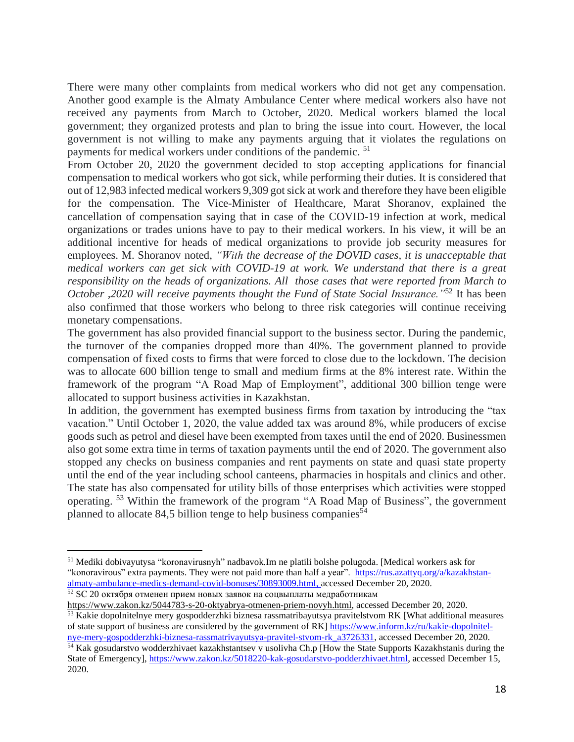There were many other complaints from medical workers who did not get any compensation. Another good example is the Almaty Ambulance Center where medical workers also have not received any payments from March to October, 2020. Medical workers blamed the local government; they organized protests and plan to bring the issue into court. However, the local government is not willing to make any payments arguing that it violates the regulations on payments for medical workers under conditions of the pandemic. [51]

From October 20, 2020 the government decided to stop accepting applications for financial compensation to medical workers who got sick, while performing their duties. It is considered that out of 12,983 infected medical workers 9,309 got sick at work and therefore they have been eligible for the compensation. The Vice-Minister of Healthcare, Marat Shoranov, explained the cancellation of compensation saying that in case of the COVID-19 infection at work, medical organizations or trades unions have to pay to their medical workers. In his view, it will be an additional incentive for heads of medical organizations to provide job security measures for employees. M. Shoranov noted, *"With the decrease of the DOVID cases, it is unacceptable that medical workers can get sick with COVID-19 at work. We understand that there is a great responsibility on the heads of organizations. All those cases that were reported from March to October ,2020 will receive payments thought the Fund of State Social Insurance."*[52] It has been also confirmed that those workers who belong to three risk categories will continue receiving monetary compensations.

The government has also provided financial support to the business sector. During the pandemic, the turnover of the companies dropped more than 40%. The government planned to provide compensation of fixed costs to firms that were forced to close due to the lockdown. The decision was to allocate 600 billion tenge to small and medium firms at the 8% interest rate. Within the framework of the program "A Road Map of Employment", additional 300 billion tenge were allocated to support business activities in Kazakhstan.

In addition, the government has exempted business firms from taxation by introducing the "tax vacation." Until October 1, 2020, the value added tax was around 8%, while producers of excise goods such as petrol and diesel have been exempted from taxes until the end of 2020. Businessmen also got some extra time in terms of taxation payments until the end of 2020. The government also stopped any checks on business companies and rent payments on state and quasi state property until the end of the year including school canteens, pharmacies in hospitals and clinics and other. The state has also compensated for utility bills of those enterprises which activities were stopped operating. [53] Within the framework of the program "A Road Map of Business", the government planned to allocate 84,5 billion tenge to help business companies[54]

---

[51] Mediki dobivayutysa "koronavirusnyh" nadbavok.Im ne platili bolshe polugoda. [Medical workers ask for "konoravirous" extra payments. They were not paid more than half a year". https://rus.azattyq.org/a/kazakhstan-almaty-ambulance-medics-demand-covid-bonuses/30893009.html, accessed December 20, 2020.

[52] SC 20 октября отменен прием новых заявок на соцвыплаты медработникам https://www.zakon.kz/5044783-s-20-oktyabrya-otmenen-priem-novyh.html, accessed December 20, 2020.

[53] Kakie dopolnitelnye mery gospodderzhki biznesa rassmatribayutsya pravitelstvom RK [What additional measures of state support of business are considered by the government of RK] https://www.inform.kz/ru/kakie-dopolnitel-nye-mery-gospodderzhki-biznesa-rassmatrivayutsya-pravitel-stvom-rk_a3726331, accessed December 20, 2020.

[54] Kak gosudarstvo wodderzhivaet kazakhstantsev v usolivha Ch.p [How the State Supports Kazakhstanis during the State of Emergency], https://www.zakon.kz/5018220-kak-gosudarstvo-podderzhivaet.html, accessed December 15, 2020.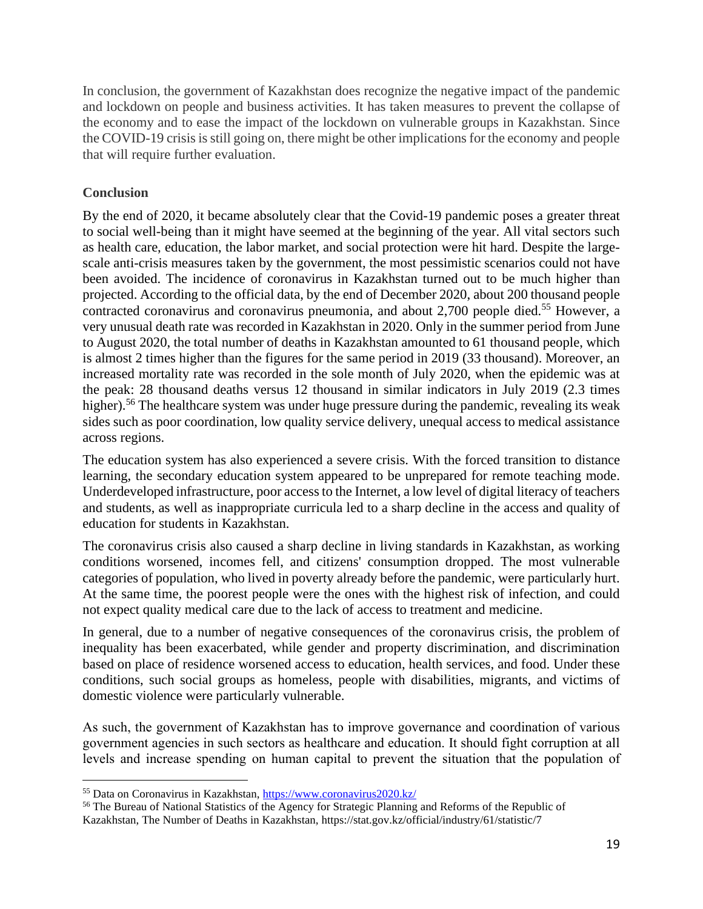In conclusion, the government of Kazakhstan does recognize the negative impact of the pandemic and lockdown on people and business activities. It has taken measures to prevent the collapse of the economy and to ease the impact of the lockdown on vulnerable groups in Kazakhstan. Since the COVID-19 crisis is still going on, there might be other implications for the economy and people that will require further evaluation.

## Conclusion

By the end of 2020, it became absolutely clear that the Covid-19 pandemic poses a greater threat to social well-being than it might have seemed at the beginning of the year. All vital sectors such as health care, education, the labor market, and social protection were hit hard. Despite the large-scale anti-crisis measures taken by the government, the most pessimistic scenarios could not have been avoided. The incidence of coronavirus in Kazakhstan turned out to be much higher than projected. According to the official data, by the end of December 2020, about 200 thousand people contracted coronavirus and coronavirus pneumonia, and about 2,700 people died.[55] However, a very unusual death rate was recorded in Kazakhstan in 2020. Only in the summer period from June to August 2020, the total number of deaths in Kazakhstan amounted to 61 thousand people, which is almost 2 times higher than the figures for the same period in 2019 (33 thousand). Moreover, an increased mortality rate was recorded in the sole month of July 2020, when the epidemic was at the peak: 28 thousand deaths versus 12 thousand in similar indicators in July 2019 (2.3 times higher).[56] The healthcare system was under huge pressure during the pandemic, revealing its weak sides such as poor coordination, low quality service delivery, unequal access to medical assistance across regions.

The education system has also experienced a severe crisis. With the forced transition to distance learning, the secondary education system appeared to be unprepared for remote teaching mode. Underdeveloped infrastructure, poor access to the Internet, a low level of digital literacy of teachers and students, as well as inappropriate curricula led to a sharp decline in the access and quality of education for students in Kazakhstan.

The coronavirus crisis also caused a sharp decline in living standards in Kazakhstan, as working conditions worsened, incomes fell, and citizens' consumption dropped. The most vulnerable categories of population, who lived in poverty already before the pandemic, were particularly hurt. At the same time, the poorest people were the ones with the highest risk of infection, and could not expect quality medical care due to the lack of access to treatment and medicine.

In general, due to a number of negative consequences of the coronavirus crisis, the problem of inequality has been exacerbated, while gender and property discrimination, and discrimination based on place of residence worsened access to education, health services, and food. Under these conditions, such social groups as homeless, people with disabilities, migrants, and victims of domestic violence were particularly vulnerable.

As such, the government of Kazakhstan has to improve governance and coordination of various government agencies in such sectors as healthcare and education. It should fight corruption at all levels and increase spending on human capital to prevent the situation that the population of

---

[55] Data on Coronavirus in Kazakhstan, https://www.coronavirus2020.kz/

[56] The Bureau of National Statistics of the Agency for Strategic Planning and Reforms of the Republic of Kazakhstan, The Number of Deaths in Kazakhstan, https://stat.gov.kz/official/industry/61/statistic/7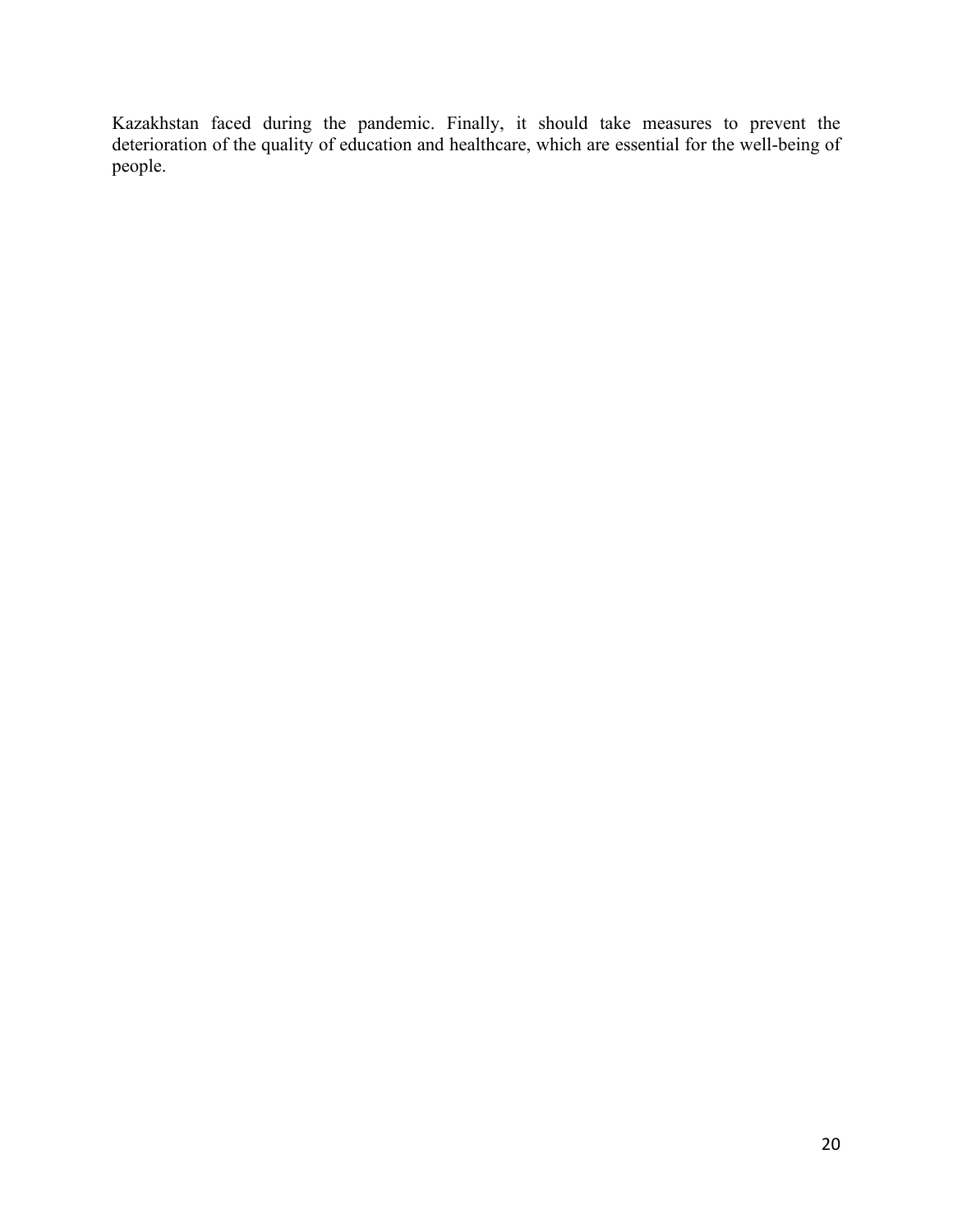Kazakhstan faced during the pandemic. Finally, it should take measures to prevent the deterioration of the quality of education and healthcare, which are essential for the well-being of people.